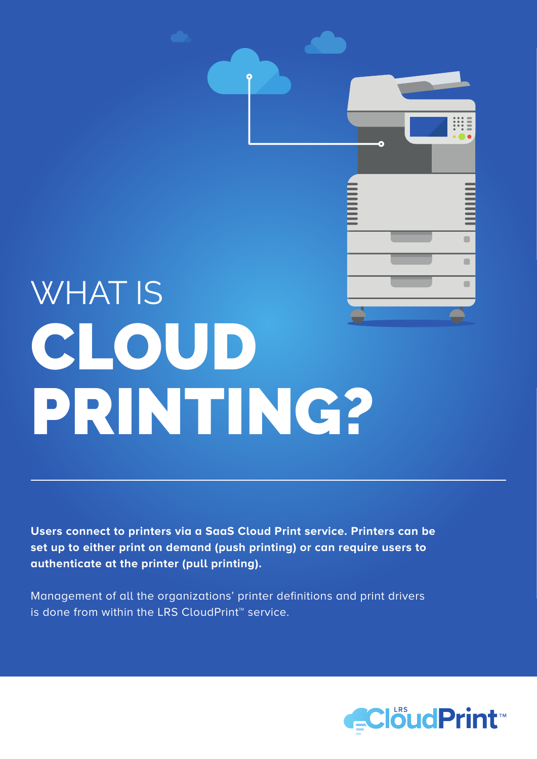# WHAT IS CLOUD PRINTING?

**Users connect to printers via a SaaS Cloud Print service. Printers can be set up to either print on demand (push printing) or can require users to authenticate at the printer (pull printing).**

Management of all the organizations' printer definitions and print drivers is done from within the LRS CloudPrint™ service.

LRS CloudPrint™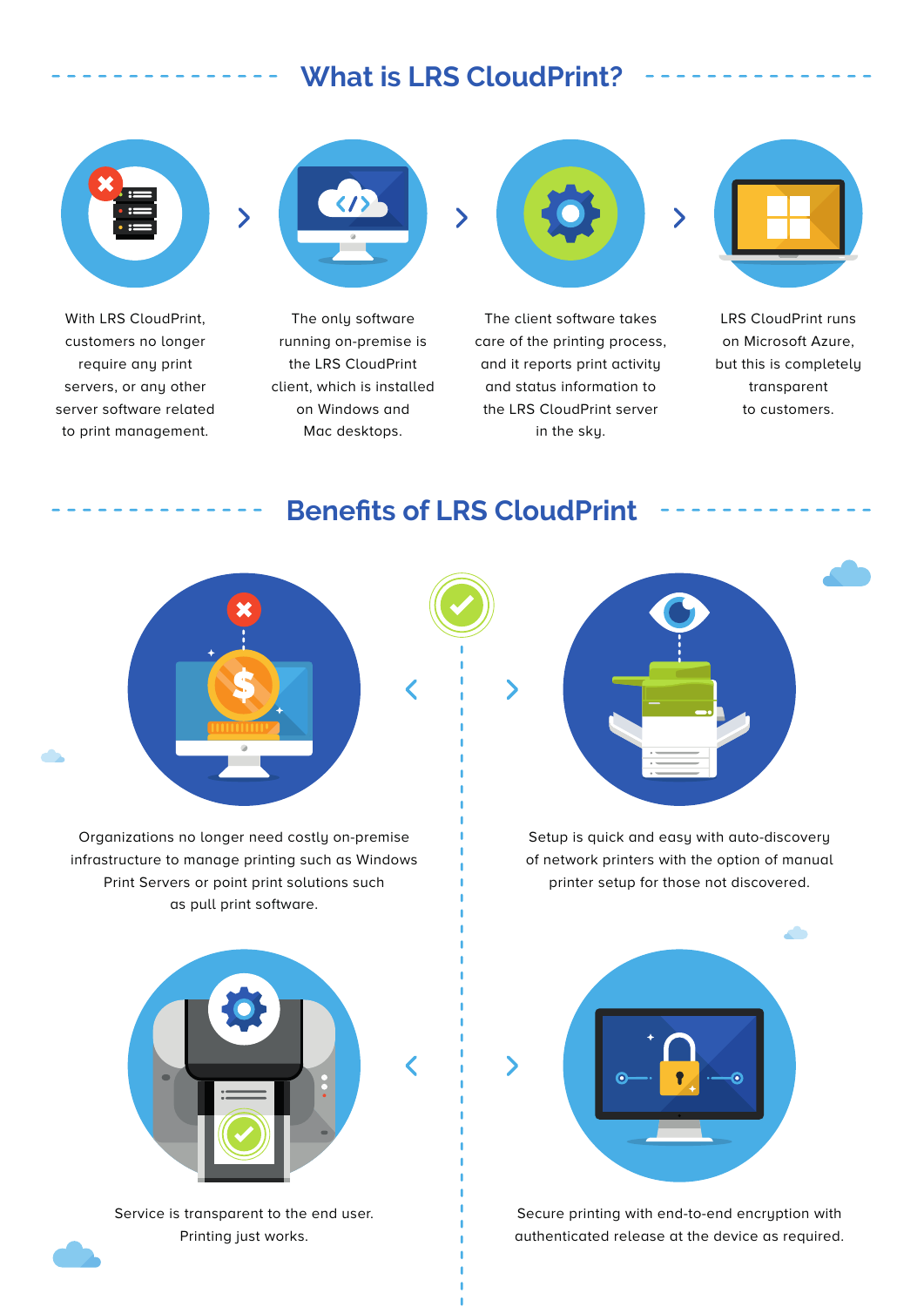## What is LRS CloudPrint?

With LRS CloudPrint, customers no longer require any print servers, or any other server software related to print management.

The only software running on-premise is the LRS CloudPrint client, which is installed on Windows and Mac desktops.

The client software takes care of the printing process, and it reports print activity and status information to the LRS CloudPrint server in the sky.

LRS CloudPrint runs on Microsoft Azure, but this is completely transparent to customers.

## Benefits of LRS CloudPrint

Organizations no longer need costly on-premise infrastructure to manage printing such as Windows Print Servers or point print solutions such as pull print software.

Setup is quick and easy with auto-discovery of network printers with the option of manual printer setup for those not discovered.

Service is transparent to the end user. Printing just works.

Secure printing with end-to-end encryption with authenticated release at the device as required.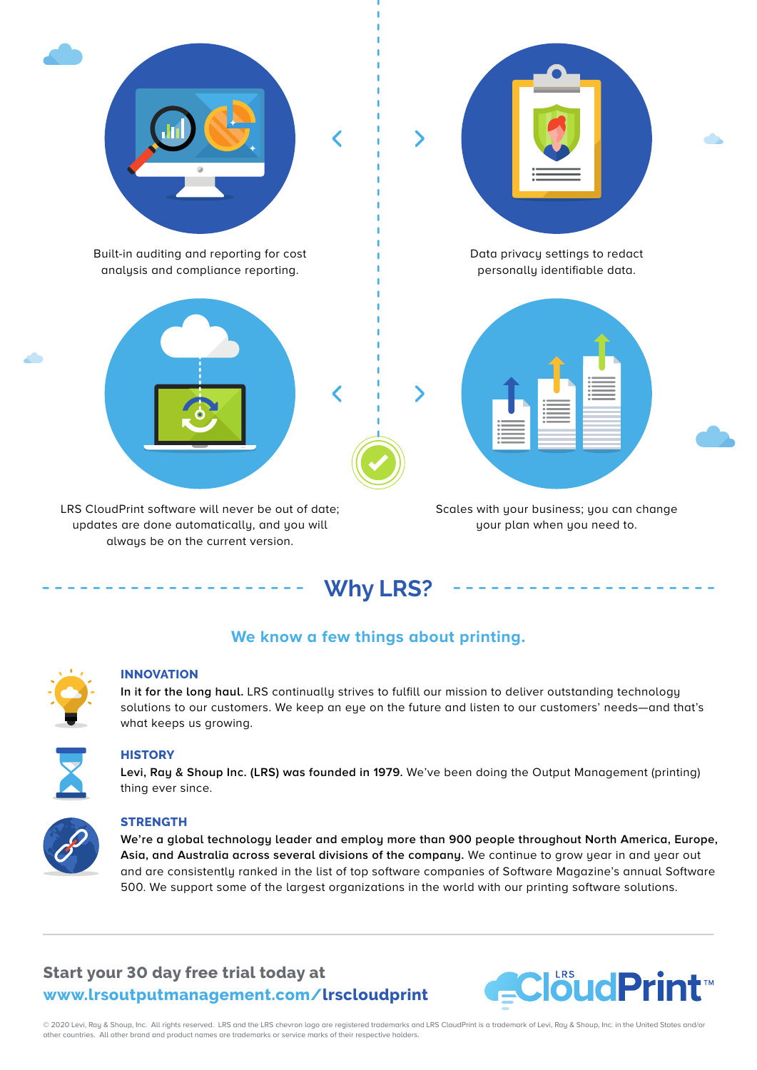Built-in auditing and reporting for cost analysis and compliance reporting.

Data privacy settings to redact personally identifiable data.

LRS CloudPrint software will never be out of date; updates are done automatically, and you will always be on the current version.

Scales with your business; you can change your plan when you need to.

## Why LRS?

### We know a few things about printing.

**INNOVATION**

**In it for the long haul.** LRS continually strives to fulfill our mission to deliver outstanding technology solutions to our customers. We keep an eye on the future and listen to our customers' needs—and that's what keeps us growing.

**HISTORY**

**Levi, Ray & Shoup Inc. (LRS) was founded in 1979.** We've been doing the Output Management (printing) thing ever since.

**STRENGTH**

**We're a global technology leader and employ more than 900 people throughout North America, Europe, Asia, and Australia across several divisions of the company.** We continue to grow year in and year out and are consistently ranked in the list of top software companies of Software Magazine's annual Software 500. We support some of the largest organizations in the world with our printing software solutions.

---

**Start your 30 day free trial today at**
**www.lrsoutputmanagement.com/lrscloudprint**

LRS CloudPrint™

© 2020 Levi, Ray & Shoup, Inc. All rights reserved. LRS and the LRS chevron logo are registered trademarks and LRS CloudPrint is a trademark of Levi, Ray & Shoup, Inc. in the United States and/or other countries. All other brand and product names are trademarks or service marks of their respective holders.